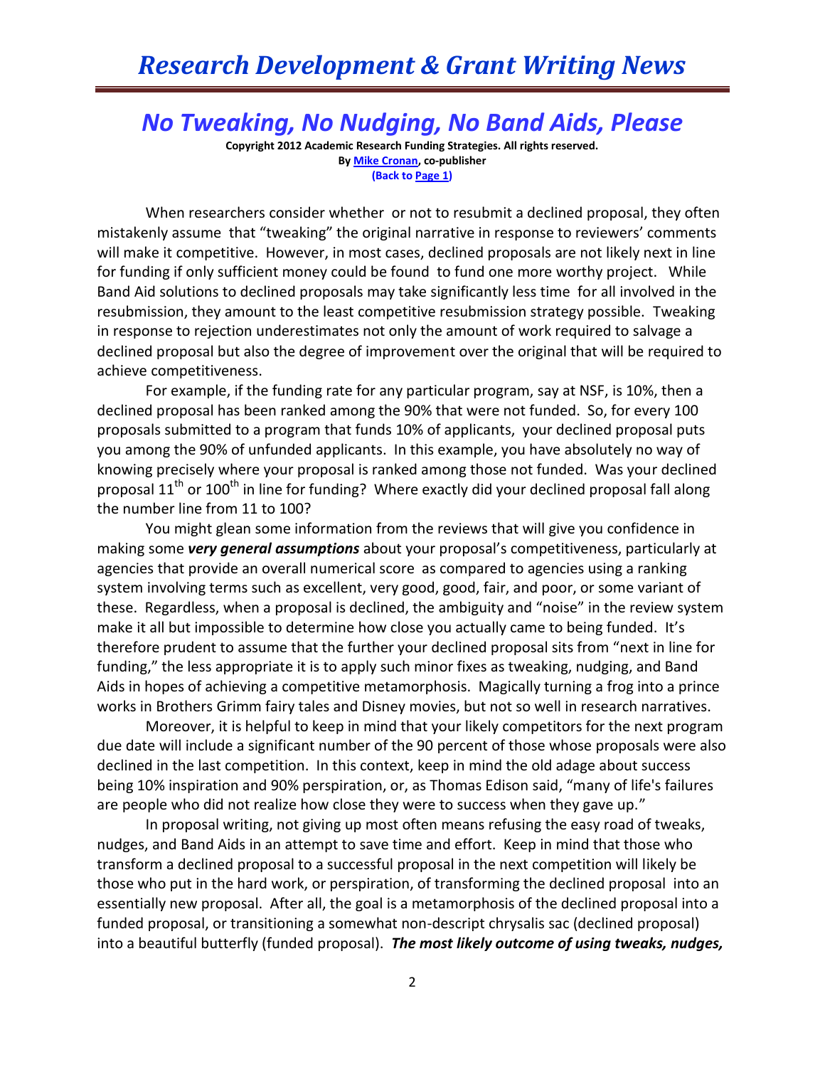# No Tweaking, No Nudging, No Band Aids, Please

**Copyright 2012 Academic Research Funding Strategies. All rights reserved.**
**By Mike Cronan, co-publisher**
**(Back to Page 1)**

When researchers consider whether or not to resubmit a declined proposal, they often mistakenly assume that "tweaking" the original narrative in response to reviewers' comments will make it competitive. However, in most cases, declined proposals are not likely next in line for funding if only sufficient money could be found to fund one more worthy project. While Band Aid solutions to declined proposals may take significantly less time for all involved in the resubmission, they amount to the least competitive resubmission strategy possible. Tweaking in response to rejection underestimates not only the amount of work required to salvage a declined proposal but also the degree of improvement over the original that will be required to achieve competitiveness.

For example, if the funding rate for any particular program, say at NSF, is 10%, then a declined proposal has been ranked among the 90% that were not funded. So, for every 100 proposals submitted to a program that funds 10% of applicants, your declined proposal puts you among the 90% of unfunded applicants. In this example, you have absolutely no way of knowing precisely where your proposal is ranked among those not funded. Was your declined proposal 11th or 100th in line for funding? Where exactly did your declined proposal fall along the number line from 11 to 100?

You might glean some information from the reviews that will give you confidence in making some ***very general assumptions*** about your proposal's competitiveness, particularly at agencies that provide an overall numerical score as compared to agencies using a ranking system involving terms such as excellent, very good, good, fair, and poor, or some variant of these. Regardless, when a proposal is declined, the ambiguity and "noise" in the review system make it all but impossible to determine how close you actually came to being funded. It's therefore prudent to assume that the further your declined proposal sits from "next in line for funding," the less appropriate it is to apply such minor fixes as tweaking, nudging, and Band Aids in hopes of achieving a competitive metamorphosis. Magically turning a frog into a prince works in Brothers Grimm fairy tales and Disney movies, but not so well in research narratives.

Moreover, it is helpful to keep in mind that your likely competitors for the next program due date will include a significant number of the 90 percent of those whose proposals were also declined in the last competition. In this context, keep in mind the old adage about success being 10% inspiration and 90% perspiration, or, as Thomas Edison said, "many of life's failures are people who did not realize how close they were to success when they gave up."

In proposal writing, not giving up most often means refusing the easy road of tweaks, nudges, and Band Aids in an attempt to save time and effort. Keep in mind that those who transform a declined proposal to a successful proposal in the next competition will likely be those who put in the hard work, or perspiration, of transforming the declined proposal into an essentially new proposal. After all, the goal is a metamorphosis of the declined proposal into a funded proposal, or transitioning a somewhat non-descript chrysalis sac (declined proposal) into a beautiful butterfly (funded proposal). ***The most likely outcome of using tweaks, nudges,***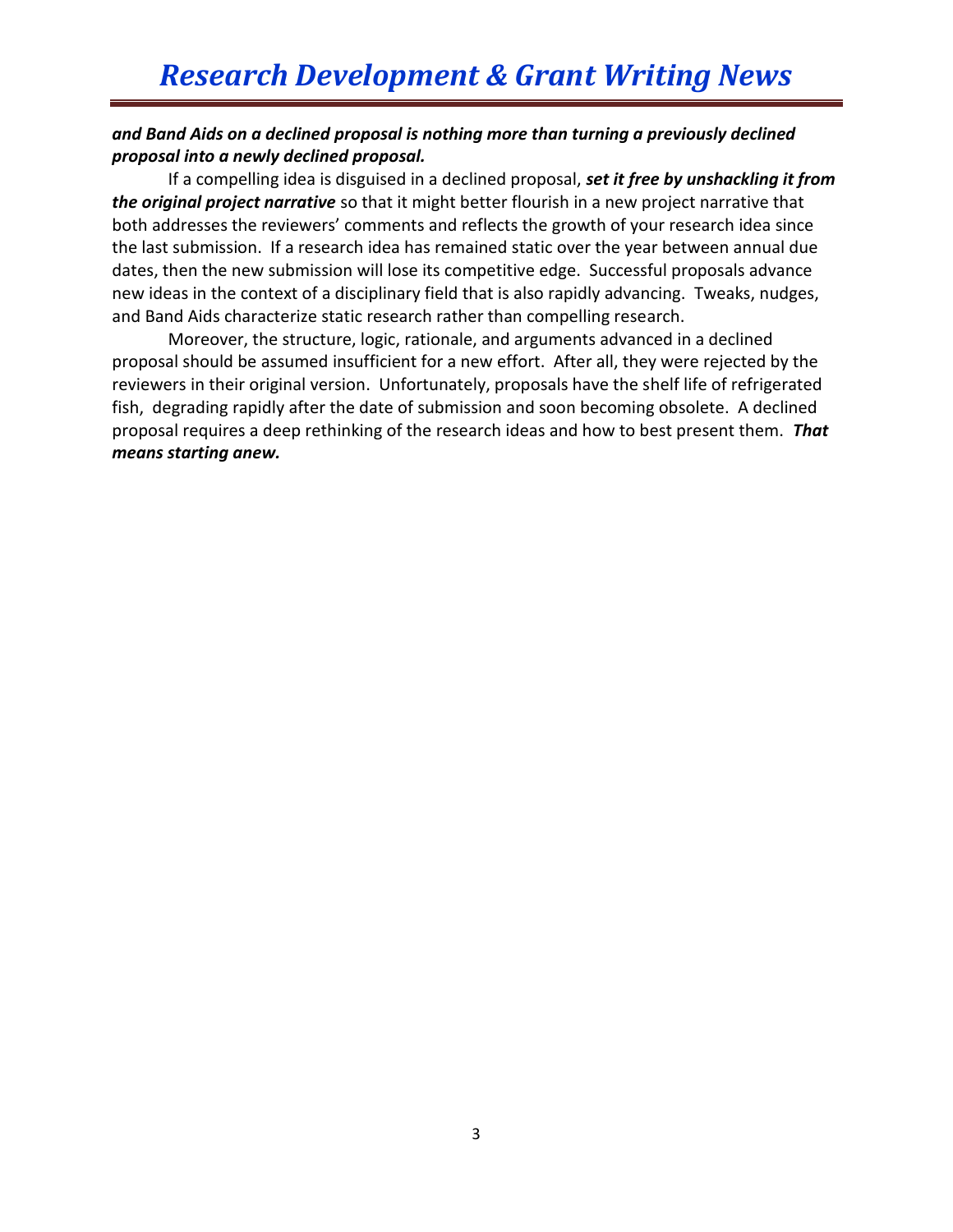***and Band Aids on a declined proposal is nothing more than turning a previously declined proposal into a newly declined proposal.***

If a compelling idea is disguised in a declined proposal, ***set it free by unshackling it from the original project narrative*** so that it might better flourish in a new project narrative that both addresses the reviewers' comments and reflects the growth of your research idea since the last submission. If a research idea has remained static over the year between annual due dates, then the new submission will lose its competitive edge. Successful proposals advance new ideas in the context of a disciplinary field that is also rapidly advancing. Tweaks, nudges, and Band Aids characterize static research rather than compelling research.

Moreover, the structure, logic, rationale, and arguments advanced in a declined proposal should be assumed insufficient for a new effort. After all, they were rejected by the reviewers in their original version. Unfortunately, proposals have the shelf life of refrigerated fish, degrading rapidly after the date of submission and soon becoming obsolete. A declined proposal requires a deep rethinking of the research ideas and how to best present them. ***That means starting anew.***